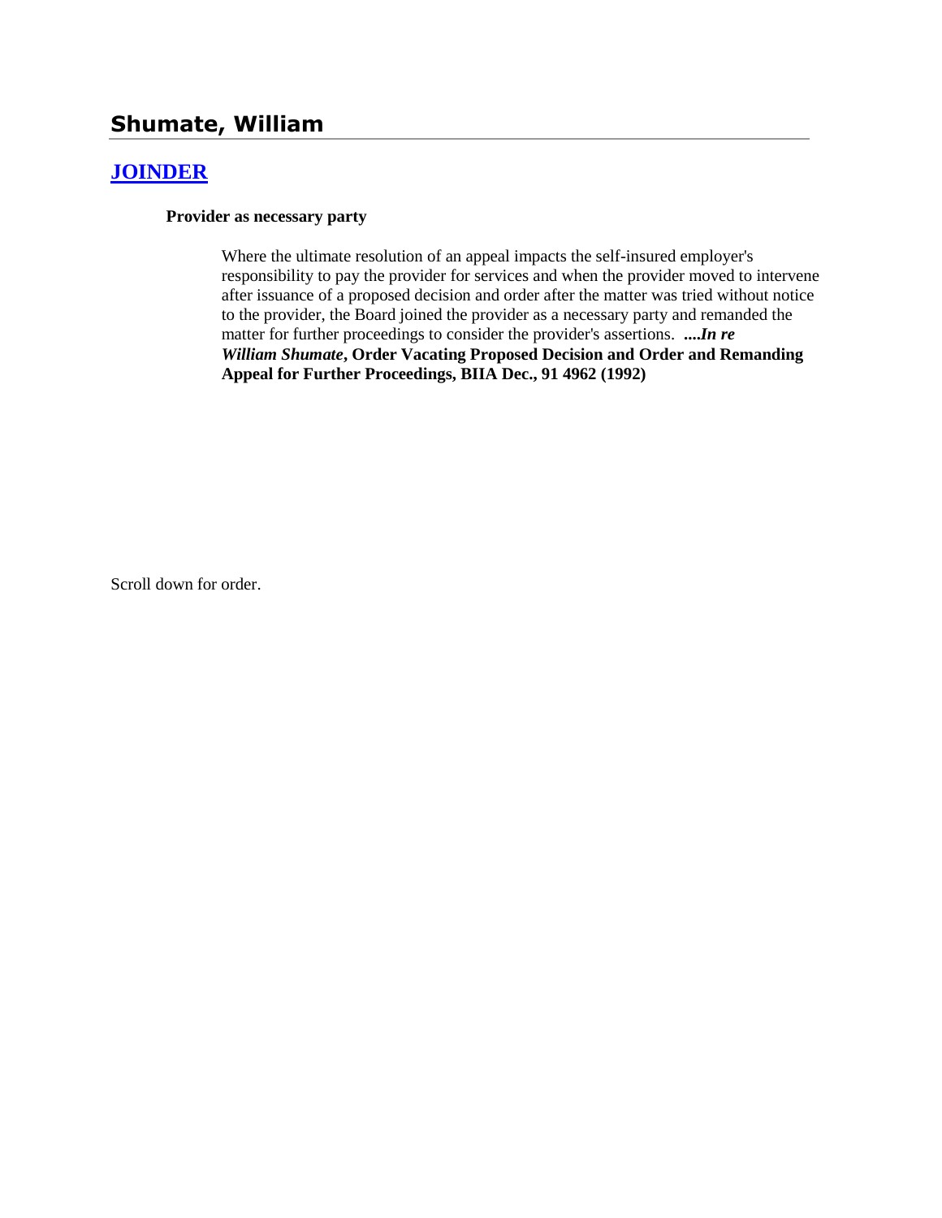# Shumate, William

## [JOINDER]

**Provider as necessary party**

Where the ultimate resolution of an appeal impacts the self-insured employer's responsibility to pay the provider for services and when the provider moved to intervene after issuance of a proposed decision and order after the matter was tried without notice to the provider, the Board joined the provider as a necessary party and remanded the matter for further proceedings to consider the provider's assertions. ***....In re William Shumate*, Order Vacating Proposed Decision and Order and Remanding Appeal for Further Proceedings, BIIA Dec., 91 4962 (1992)**

Scroll down for order.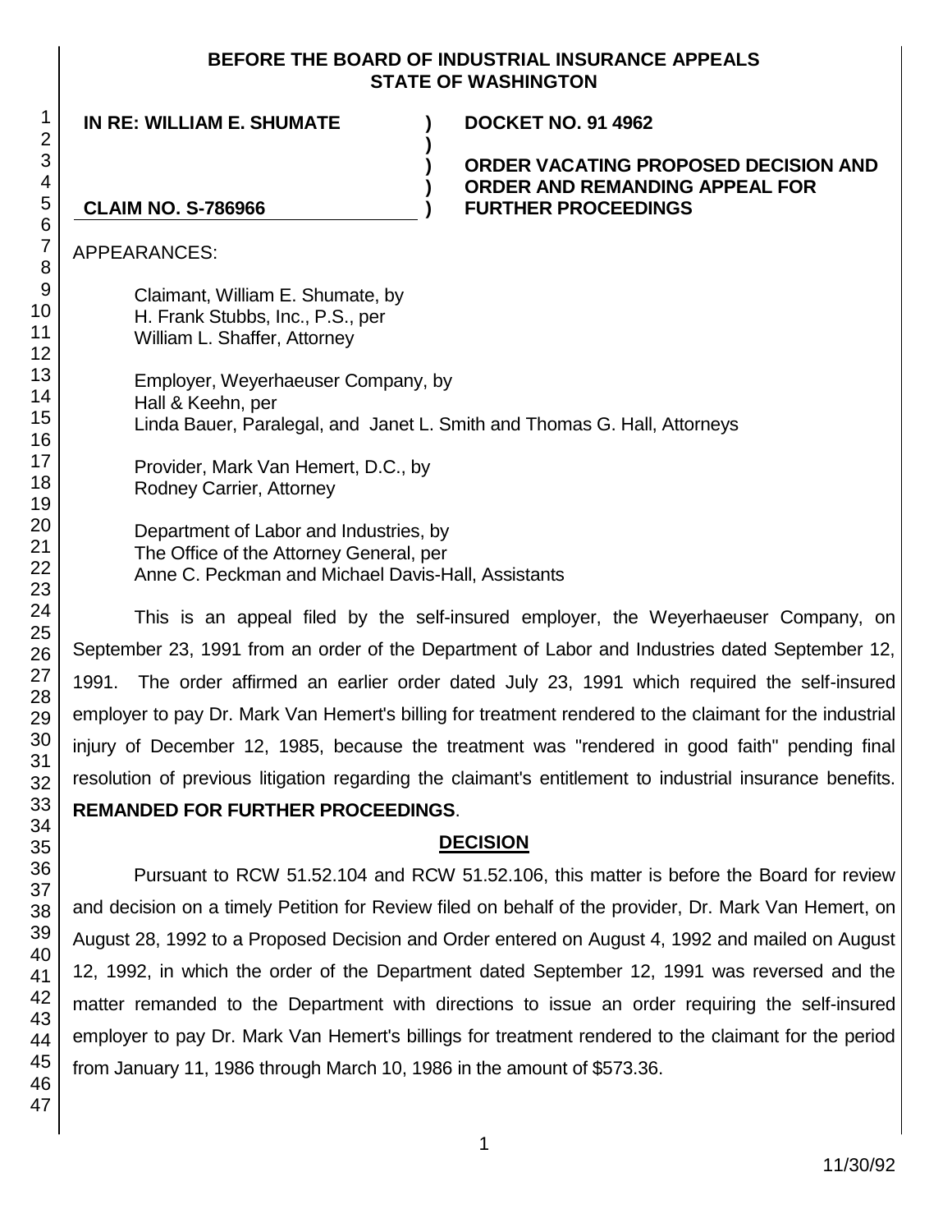**BEFORE THE BOARD OF INDUSTRIAL INSURANCE APPEALS**
**STATE OF WASHINGTON**

| | | |
|---|---|---|
| **IN RE: WILLIAM E. SHUMATE** | **)** | **DOCKET NO. 91 4962** |
| | **)** | |
| | **)** | **ORDER VACATING PROPOSED DECISION AND ORDER AND REMANDING APPEAL FOR FURTHER PROCEEDINGS** |
| **CLAIM NO. S-786966** | **)** | |

APPEARANCES:

Claimant, William E. Shumate, by
H. Frank Stubbs, Inc., P.S., per
William L. Shaffer, Attorney

Employer, Weyerhaeuser Company, by
Hall & Keehn, per
Linda Bauer, Paralegal, and Janet L. Smith and Thomas G. Hall, Attorneys

Provider, Mark Van Hemert, D.C., by
Rodney Carrier, Attorney

Department of Labor and Industries, by
The Office of the Attorney General, per
Anne C. Peckman and Michael Davis-Hall, Assistants

This is an appeal filed by the self-insured employer, the Weyerhaeuser Company, on September 23, 1991 from an order of the Department of Labor and Industries dated September 12, 1991. The order affirmed an earlier order dated July 23, 1991 which required the self-insured employer to pay Dr. Mark Van Hemert's billing for treatment rendered to the claimant for the industrial injury of December 12, 1985, because the treatment was "rendered in good faith" pending final resolution of previous litigation regarding the claimant's entitlement to industrial insurance benefits. **REMANDED FOR FURTHER PROCEEDINGS**.

## DECISION

Pursuant to RCW 51.52.104 and RCW 51.52.106, this matter is before the Board for review and decision on a timely Petition for Review filed on behalf of the provider, Dr. Mark Van Hemert, on August 28, 1992 to a Proposed Decision and Order entered on August 4, 1992 and mailed on August 12, 1992, in which the order of the Department dated September 12, 1991 was reversed and the matter remanded to the Department with directions to issue an order requiring the self-insured employer to pay Dr. Mark Van Hemert's billings for treatment rendered to the claimant for the period from January 11, 1986 through March 10, 1986 in the amount of $573.36.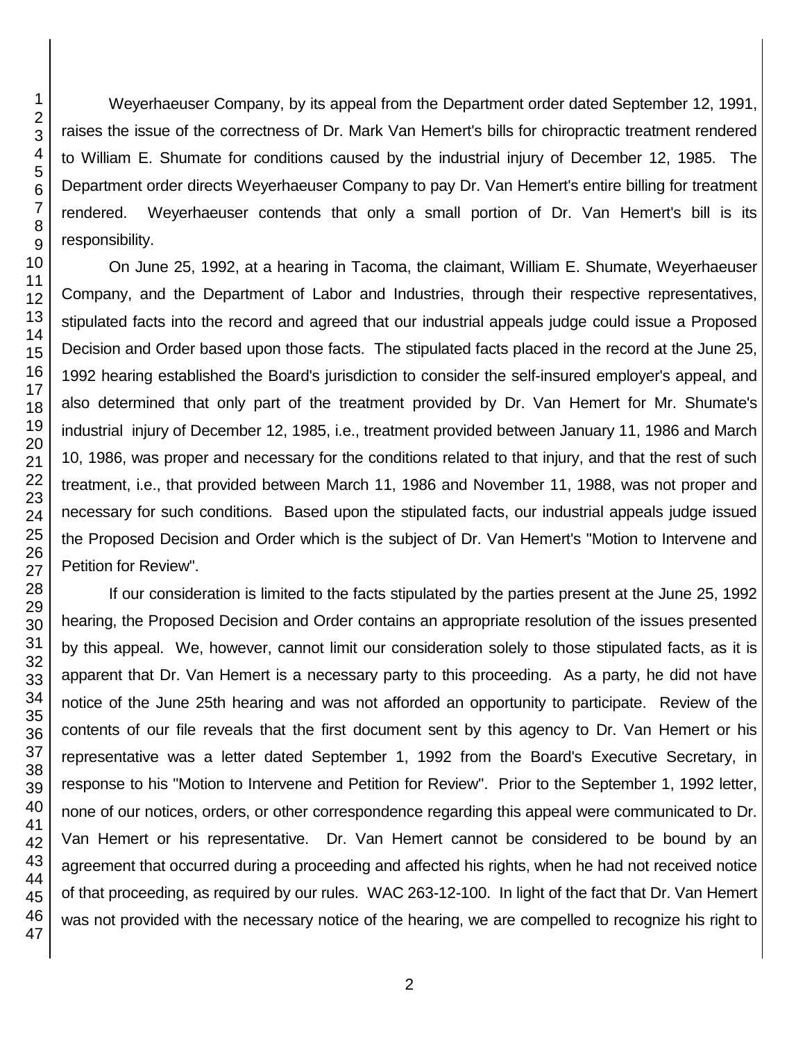Weyerhaeuser Company, by its appeal from the Department order dated September 12, 1991, raises the issue of the correctness of Dr. Mark Van Hemert's bills for chiropractic treatment rendered to William E. Shumate for conditions caused by the industrial injury of December 12, 1985. The Department order directs Weyerhaeuser Company to pay Dr. Van Hemert's entire billing for treatment rendered. Weyerhaeuser contends that only a small portion of Dr. Van Hemert's bill is its responsibility.

On June 25, 1992, at a hearing in Tacoma, the claimant, William E. Shumate, Weyerhaeuser Company, and the Department of Labor and Industries, through their respective representatives, stipulated facts into the record and agreed that our industrial appeals judge could issue a Proposed Decision and Order based upon those facts. The stipulated facts placed in the record at the June 25, 1992 hearing established the Board's jurisdiction to consider the self-insured employer's appeal, and also determined that only part of the treatment provided by Dr. Van Hemert for Mr. Shumate's industrial injury of December 12, 1985, i.e., treatment provided between January 11, 1986 and March 10, 1986, was proper and necessary for the conditions related to that injury, and that the rest of such treatment, i.e., that provided between March 11, 1986 and November 11, 1988, was not proper and necessary for such conditions. Based upon the stipulated facts, our industrial appeals judge issued the Proposed Decision and Order which is the subject of Dr. Van Hemert's "Motion to Intervene and Petition for Review".

If our consideration is limited to the facts stipulated by the parties present at the June 25, 1992 hearing, the Proposed Decision and Order contains an appropriate resolution of the issues presented by this appeal. We, however, cannot limit our consideration solely to those stipulated facts, as it is apparent that Dr. Van Hemert is a necessary party to this proceeding. As a party, he did not have notice of the June 25th hearing and was not afforded an opportunity to participate. Review of the contents of our file reveals that the first document sent by this agency to Dr. Van Hemert or his representative was a letter dated September 1, 1992 from the Board's Executive Secretary, in response to his "Motion to Intervene and Petition for Review". Prior to the September 1, 1992 letter, none of our notices, orders, or other correspondence regarding this appeal were communicated to Dr. Van Hemert or his representative. Dr. Van Hemert cannot be considered to be bound by an agreement that occurred during a proceeding and affected his rights, when he had not received notice of that proceeding, as required by our rules. WAC 263-12-100. In light of the fact that Dr. Van Hemert was not provided with the necessary notice of the hearing, we are compelled to recognize his right to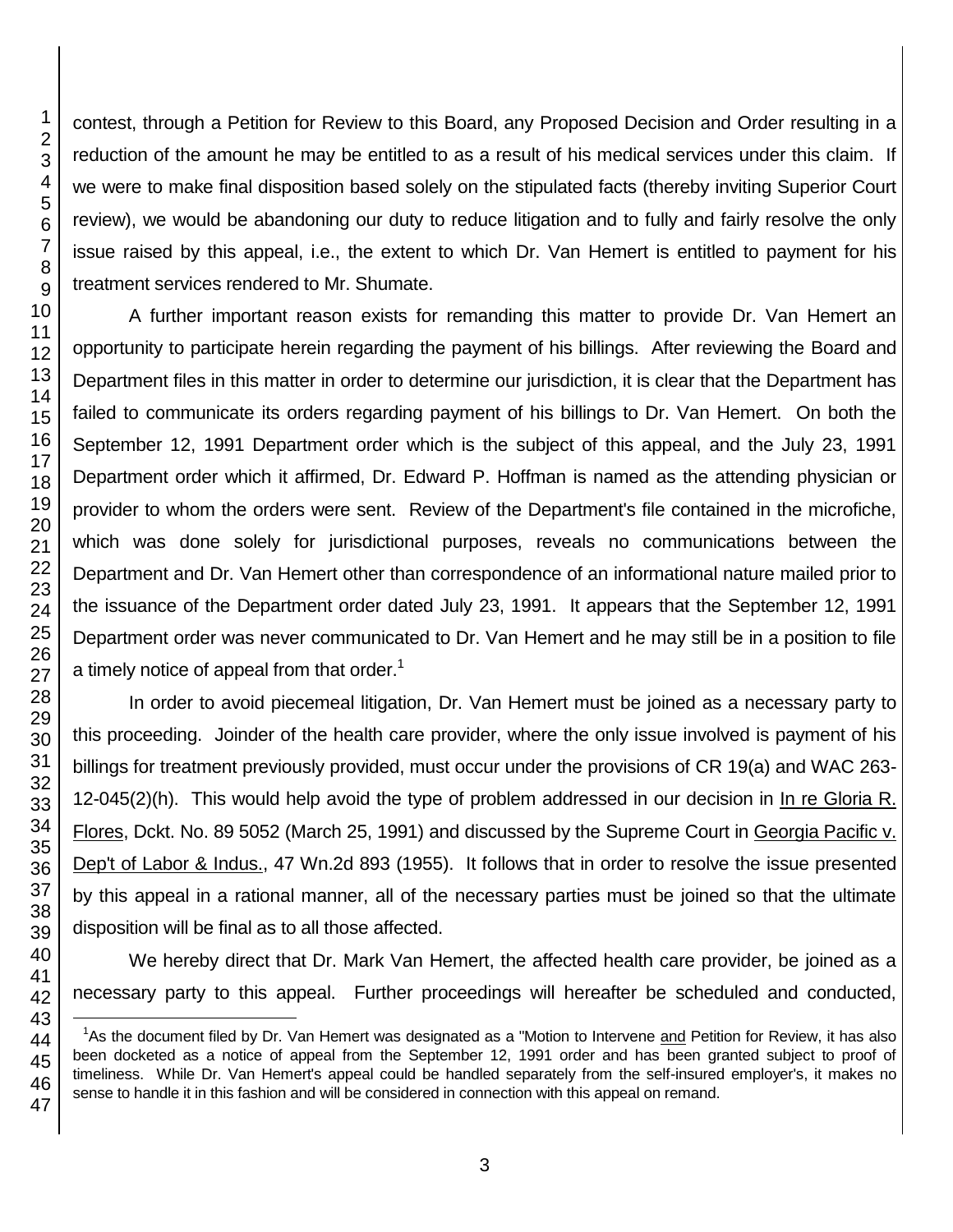contest, through a Petition for Review to this Board, any Proposed Decision and Order resulting in a reduction of the amount he may be entitled to as a result of his medical services under this claim. If we were to make final disposition based solely on the stipulated facts (thereby inviting Superior Court review), we would be abandoning our duty to reduce litigation and to fully and fairly resolve the only issue raised by this appeal, i.e., the extent to which Dr. Van Hemert is entitled to payment for his treatment services rendered to Mr. Shumate.

A further important reason exists for remanding this matter to provide Dr. Van Hemert an opportunity to participate herein regarding the payment of his billings. After reviewing the Board and Department files in this matter in order to determine our jurisdiction, it is clear that the Department has failed to communicate its orders regarding payment of his billings to Dr. Van Hemert. On both the September 12, 1991 Department order which is the subject of this appeal, and the July 23, 1991 Department order which it affirmed, Dr. Edward P. Hoffman is named as the attending physician or provider to whom the orders were sent. Review of the Department's file contained in the microfiche, which was done solely for jurisdictional purposes, reveals no communications between the Department and Dr. Van Hemert other than correspondence of an informational nature mailed prior to the issuance of the Department order dated July 23, 1991. It appears that the September 12, 1991 Department order was never communicated to Dr. Van Hemert and he may still be in a position to file a timely notice of appeal from that order.[1]

In order to avoid piecemeal litigation, Dr. Van Hemert must be joined as a necessary party to this proceeding. Joinder of the health care provider, where the only issue involved is payment of his billings for treatment previously provided, must occur under the provisions of CR 19(a) and WAC 263-12-045(2)(h). This would help avoid the type of problem addressed in our decision in In re Gloria R. Flores, Dckt. No. 89 5052 (March 25, 1991) and discussed by the Supreme Court in Georgia Pacific v. Dep't of Labor & Indus., 47 Wn.2d 893 (1955). It follows that in order to resolve the issue presented by this appeal in a rational manner, all of the necessary parties must be joined so that the ultimate disposition will be final as to all those affected.

We hereby direct that Dr. Mark Van Hemert, the affected health care provider, be joined as a necessary party to this appeal. Further proceedings will hereafter be scheduled and conducted,

---

[1] As the document filed by Dr. Van Hemert was designated as a "Motion to Intervene and Petition for Review, it has also been docketed as a notice of appeal from the September 12, 1991 order and has been granted subject to proof of timeliness. While Dr. Van Hemert's appeal could be handled separately from the self-insured employer's, it makes no sense to handle it in this fashion and will be considered in connection with this appeal on remand.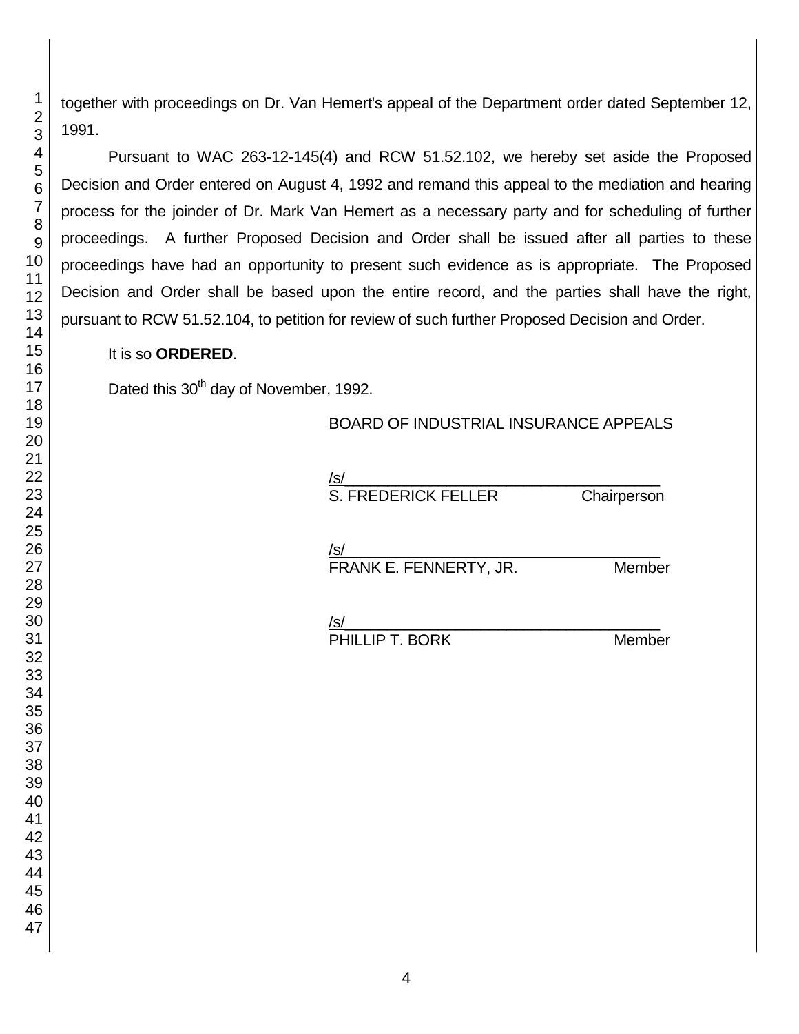together with proceedings on Dr. Van Hemert's appeal of the Department order dated September 12, 1991.

Pursuant to WAC 263-12-145(4) and RCW 51.52.102, we hereby set aside the Proposed Decision and Order entered on August 4, 1992 and remand this appeal to the mediation and hearing process for the joinder of Dr. Mark Van Hemert as a necessary party and for scheduling of further proceedings. A further Proposed Decision and Order shall be issued after all parties to these proceedings have had an opportunity to present such evidence as is appropriate. The Proposed Decision and Order shall be based upon the entire record, and the parties shall have the right, pursuant to RCW 51.52.104, to petition for review of such further Proposed Decision and Order.

It is so **ORDERED**.

Dated this 30th day of November, 1992.

BOARD OF INDUSTRIAL INSURANCE APPEALS

/s/
S. FREDERICK FELLER Chairperson

/s/
FRANK E. FENNERTY, JR. Member

/s/
PHILLIP T. BORK Member